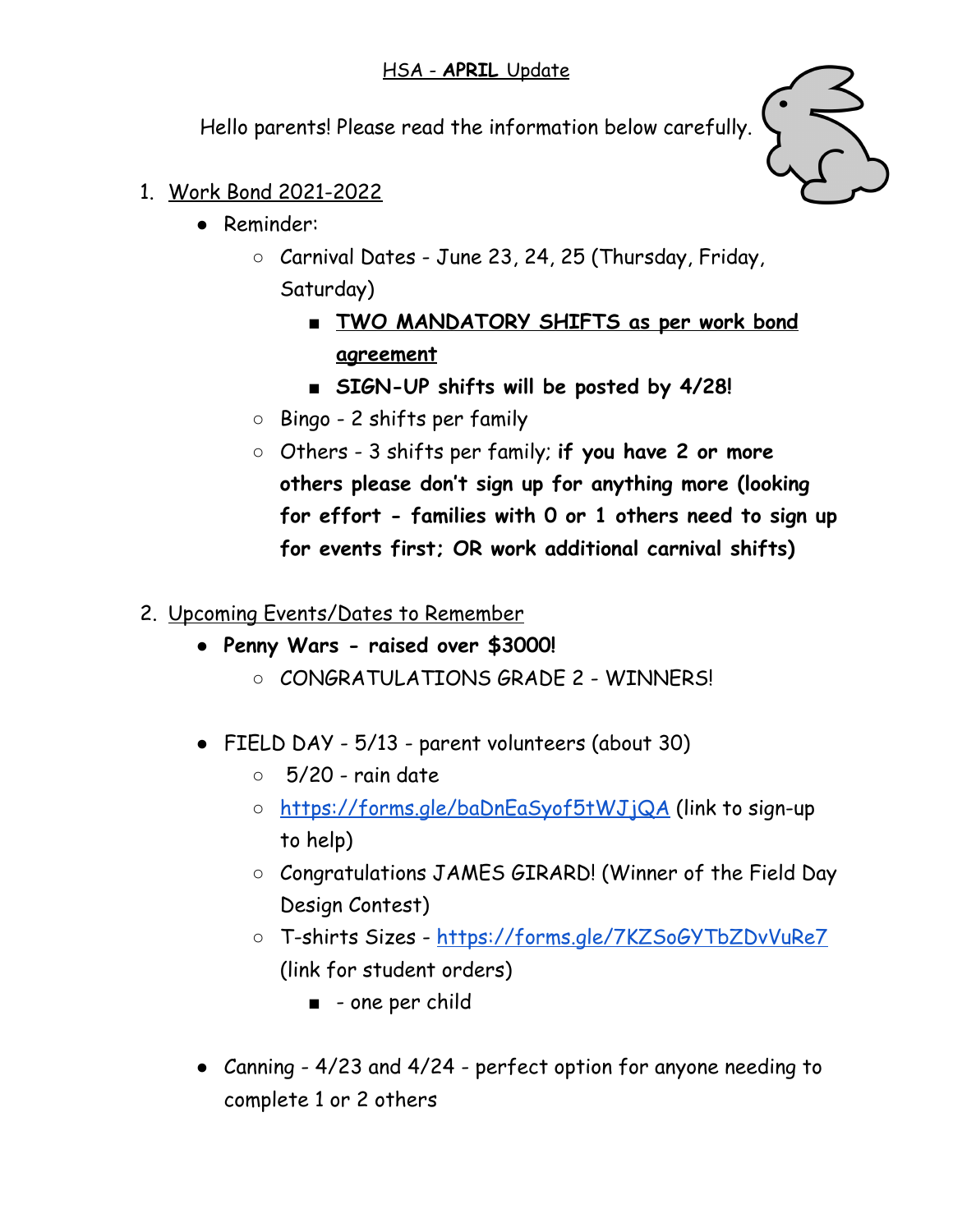<u>HSA - **APRIL** Update</u>

Hello parents! Please read the information below carefully.

1. <u>Work Bond 2021-2022</u>
   - Reminder:
     - Carnival Dates - June 23, 24, 25 (Thursday, Friday, Saturday)
       - **<u>TWO MANDATORY SHIFTS as per work bond agreement</u>**
       - **SIGN-UP shifts will be posted by 4/28!**
     - Bingo - 2 shifts per family
     - Others - 3 shifts per family; **if you have 2 or more others please don't sign up for anything more (looking for effort - families with 0 or 1 others need to sign up for events first; OR work additional carnival shifts)**

2. <u>Upcoming Events/Dates to Remember</u>
   - **Penny Wars - raised over $3000!**
     - CONGRATULATIONS GRADE 2 - WINNERS!

   - FIELD DAY - 5/13 - parent volunteers (about 30)
     - 5/20 - rain date
     - https://forms.gle/baDnEaSyof5tWJjQA (link to sign-up to help)
     - Congratulations JAMES GIRARD! (Winner of the Field Day Design Contest)
     - T-shirts Sizes - https://forms.gle/7KZSoGYTbZDvVuRe7 (link for student orders)
       - - one per child

   - Canning - 4/23 and 4/24 - perfect option for anyone needing to complete 1 or 2 others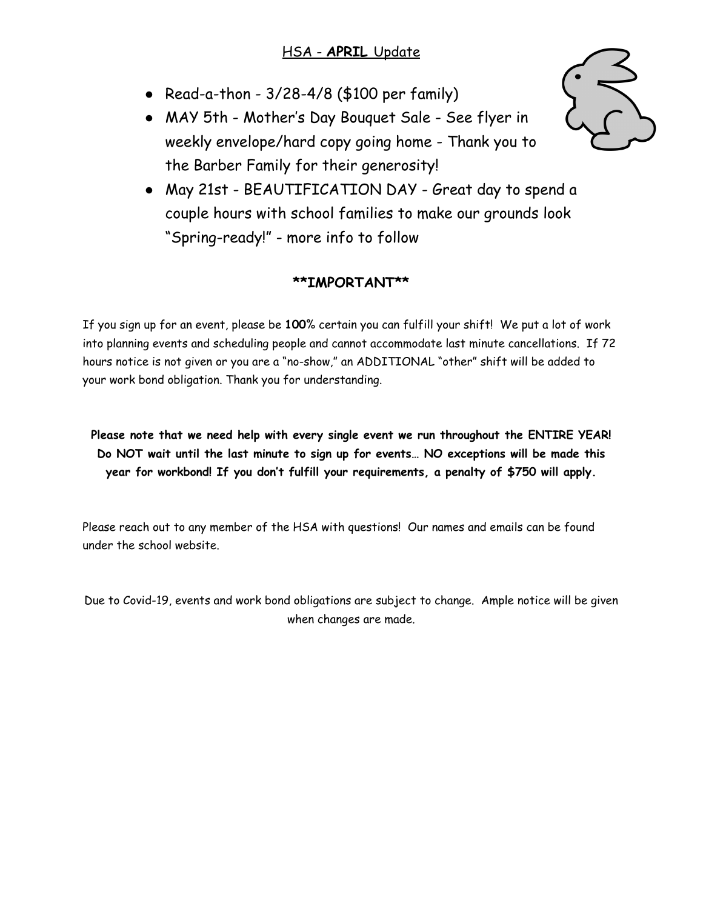## HSA - **APRIL** Update

- Read-a-thon - 3/28-4/8 ($100 per family)
- MAY 5th - Mother's Day Bouquet Sale - See flyer in weekly envelope/hard copy going home - Thank you to the Barber Family for their generosity!
- May 21st - BEAUTIFICATION DAY - Great day to spend a couple hours with school families to make our grounds look "Spring-ready!" - more info to follow

### **IMPORTANT**

If you sign up for an event, please be **100**% certain you can fulfill your shift! We put a lot of work into planning events and scheduling people and cannot accommodate last minute cancellations. If 72 hours notice is not given or you are a "no-show," an ADDITIONAL "other" shift will be added to your work bond obligation. Thank you for understanding.

**Please note that we need help with every single event we run throughout the ENTIRE YEAR! Do NOT wait until the last minute to sign up for events… NO exceptions will be made this year for workbond! If you don't fulfill your requirements, a penalty of $750 will apply.**

Please reach out to any member of the HSA with questions! Our names and emails can be found under the school website.

Due to Covid-19, events and work bond obligations are subject to change. Ample notice will be given when changes are made.